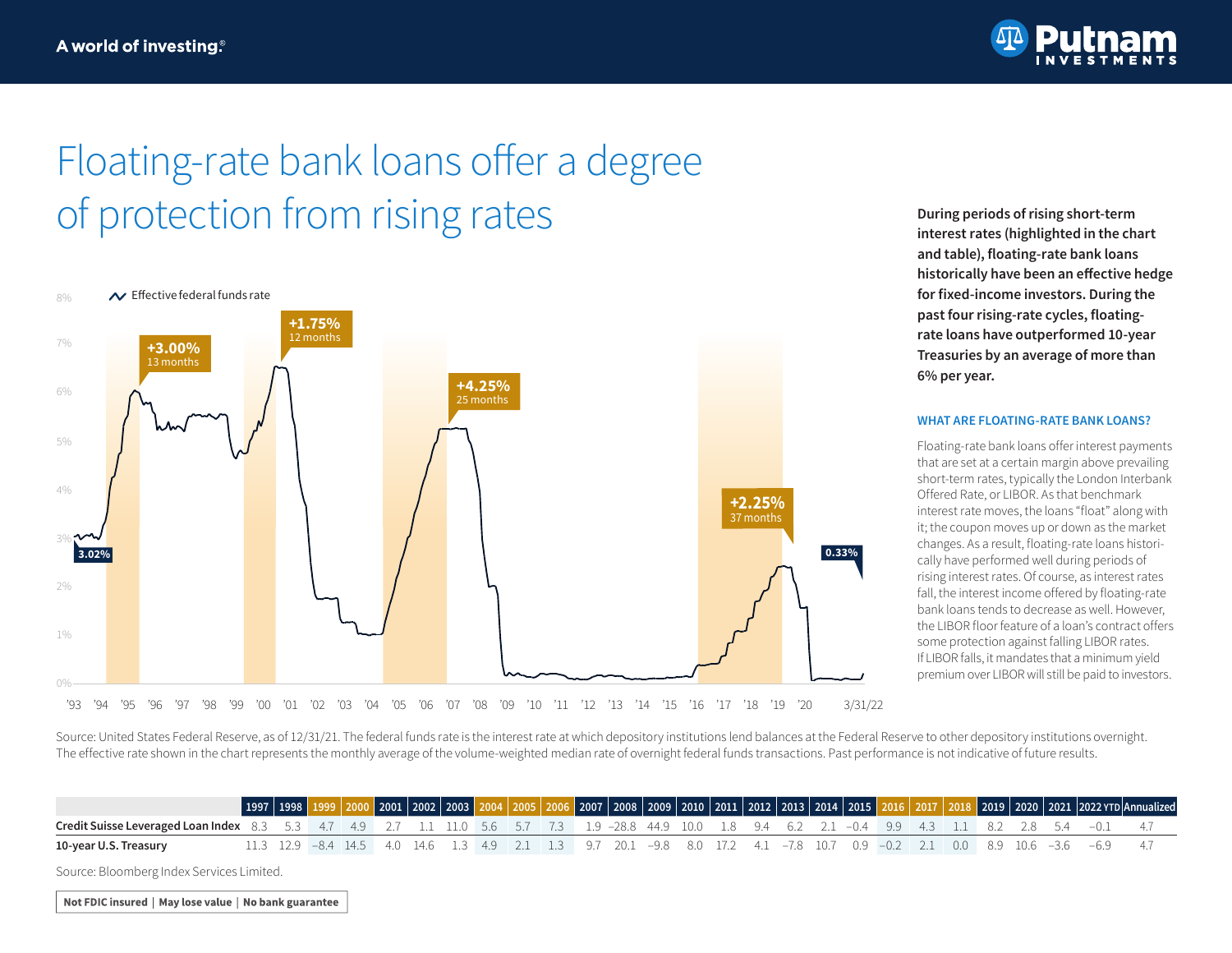A world of investing®

# Floating-rate bank loans offer a degree of protection from rising rates

**During periods of rising short-term interest rates (highlighted in the chart and table), floating-rate bank loans historically have been an effective hedge for fixed-income investors. During the past four rising-rate cycles, floating-rate loans have outperformed 10-year Treasuries by an average of more than 6% per year.**

Effective federal funds rate

3.02% · +3.00% 13 months · +1.75% 12 months · +4.25% 25 months · +2.25% 37 months · 0.33%

8% · 7% · 6% · 5% · 4% · 3% · 2% · 1% · 0%

'93 '94 '95 '96 '97 '98 '99 '00 '01 '02 '03 '04 '05 '06 '07 '08 '09 '10 '11 '12 '13 '14 '15 '16 '17 '18 '19 '20 3/31/22

### WHAT ARE FLOATING-RATE BANK LOANS?

Floating-rate bank loans offer interest payments that are set at a certain margin above prevailing short-term rates, typically the London Interbank Offered Rate, or LIBOR. As that benchmark interest rate moves, the loans "float" along with it; the coupon moves up or down as the market changes. As a result, floating-rate loans historically have performed well during periods of rising interest rates. Of course, as interest rates fall, the interest income offered by floating-rate bank loans tends to decrease as well. However, the LIBOR floor feature of a loan's contract offers some protection against falling LIBOR rates. If LIBOR falls, it mandates that a minimum yield premium over LIBOR will still be paid to investors.

Source: United States Federal Reserve, as of 12/31/21. The federal funds rate is the interest rate at which depository institutions lend balances at the Federal Reserve to other depository institutions overnight. The effective rate shown in the chart represents the monthly average of the volume-weighted median rate of overnight federal funds transactions. Past performance is not indicative of future results.

| | 1997 | 1998 | 1999 | 2000 | 2001 | 2002 | 2003 | 2004 | 2005 | 2006 | 2007 | 2008 | 2009 | 2010 | 2011 | 2012 | 2013 | 2014 | 2015 | 2016 | 2017 | 2018 | 2019 | 2020 | 2021 | 2022 YTD | Annualized |
|---|---|---|---|---|---|---|---|---|---|---|---|---|---|---|---|---|---|---|---|---|---|---|---|---|---|---|---|
| **Credit Suisse Leveraged Loan Index** | 8.3 | 5.3 | 4.7 | 4.9 | 2.7 | 1.1 | 11.0 | 5.6 | 5.7 | 7.3 | 1.9 | −28.8 | 44.9 | 10.0 | 1.8 | 9.4 | 6.2 | 2.1 | −0.4 | 9.9 | 4.3 | 1.1 | 8.2 | 2.8 | 5.4 | −0.1 | 4.7 |
| **10-year U.S. Treasury** | 11.3 | 12.9 | −8.4 | 14.5 | 4.0 | 14.6 | 1.3 | 4.9 | 2.1 | 1.3 | 9.7 | 20.1 | −9.8 | 8.0 | 17.2 | 4.1 | −7.8 | 10.7 | 0.9 | −0.2 | 2.1 | 0.0 | 8.9 | 10.6 | −3.6 | −6.9 | 4.7 |

Source: Bloomberg Index Services Limited.

**Not FDIC insured | May lose value | No bank guarantee**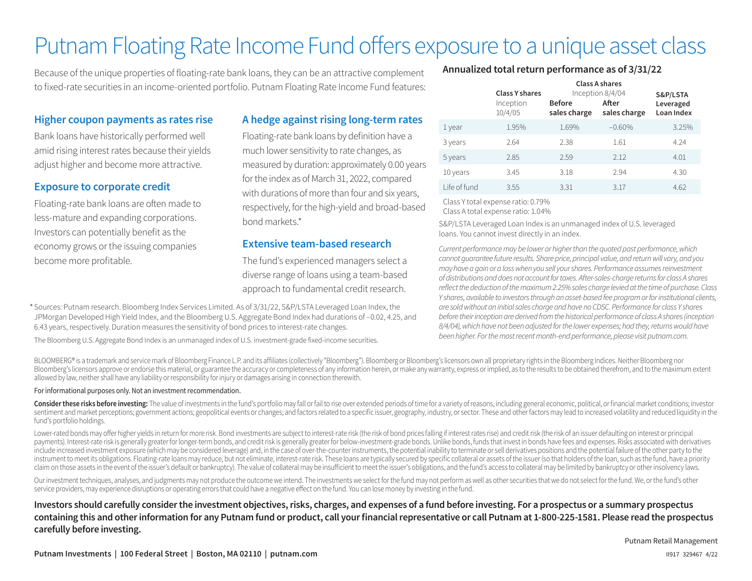# Putnam Floating Rate Income Fund offers exposure to a unique asset class

Because of the unique properties of floating-rate bank loans, they can be an attractive complement to fixed-rate securities in an income-oriented portfolio. Putnam Floating Rate Income Fund features:

### Higher coupon payments as rates rise

Bank loans have historically performed well amid rising interest rates because their yields adjust higher and become more attractive.

### Exposure to corporate credit

Floating-rate bank loans are often made to less-mature and expanding corporations. Investors can potentially benefit as the economy grows or the issuing companies become more profitable.

### A hedge against rising long-term rates

Floating-rate bank loans by definition have a much lower sensitivity to rate changes, as measured by duration: approximately 0.00 years for the index as of March 31, 2022, compared with durations of more than four and six years, respectively, for the high-yield and broad-based bond markets.*

### Extensive team-based research

The fund's experienced managers select a diverse range of loans using a team-based approach to fundamental credit research.

\* Sources: Putnam research. Bloomberg Index Services Limited. As of 3/31/22, S&P/LSTA Leveraged Loan Index, the JPMorgan Developed High Yield Index, and the Bloomberg U.S. Aggregate Bond Index had durations of –0.02, 4.25, and 6.43 years, respectively. Duration measures the sensitivity of bond prices to interest-rate changes.

The Bloomberg U.S. Aggregate Bond Index is an unmanaged index of U.S. investment-grade fixed-income securities.

### Annualized total return performance as of 3/31/22

| | Class Y shares Inception 10/4/05 | Class A shares Inception 8/4/04 | | S&P/LSTA Leveraged Loan Index |
|---|---|---|---|---|
| | | Before sales charge | After sales charge | |
| 1 year | 1.95% | 1.69% | –0.60% | 3.25% |
| 3 years | 2.64 | 2.38 | 1.61 | 4.24 |
| 5 years | 2.85 | 2.59 | 2.12 | 4.01 |
| 10 years | 3.45 | 3.18 | 2.94 | 4.30 |
| Life of fund | 3.55 | 3.31 | 3.17 | 4.62 |

Class Y total expense ratio: 0.79%
Class A total expense ratio: 1.04%

S&P/LSTA Leveraged Loan Index is an unmanaged index of U.S. leveraged loans. You cannot invest directly in an index.

*Current performance may be lower or higher than the quoted past performance, which cannot guarantee future results. Share price, principal value, and return will vary, and you may have a gain or a loss when you sell your shares. Performance assumes reinvestment of distributions and does not account for taxes. After-sales-charge returns for class A shares reflect the deduction of the maximum 2.25% sales charge levied at the time of purchase. Class Y shares, available to investors through an asset-based fee program or for institutional clients, are sold without an initial sales charge and have no CDSC. Performance for class Y shares before their inception are derived from the historical performance of class A shares (inception 8/4/04), which have not been adjusted for the lower expenses; had they, returns would have been higher. For the most recent month-end performance, please visit putnam.com.*

BLOOMBERG® is a trademark and service mark of Bloomberg Finance L.P. and its affiliates (collectively "Bloomberg"). Bloomberg or Bloomberg's licensors own all proprietary rights in the Bloomberg Indices. Neither Bloomberg nor Bloomberg's licensors approve or endorse this material, or guarantee the accuracy or completeness of any information herein, or make any warranty, express or implied, as to the results to be obtained therefrom, and to the maximum extent allowed by law, neither shall have any liability or responsibility for injury or damages arising in connection therewith.

For informational purposes only. Not an investment recommendation.

**Consider these risks before investing:** The value of investments in the fund's portfolio may fall or fail to rise over extended periods of time for a variety of reasons, including general economic, political, or financial market conditions; investor sentiment and market perceptions; government actions; geopolitical events or changes; and factors related to a specific issuer, geography, industry, or sector. These and other factors may lead to increased volatility and reduced liquidity in the fund's portfolio holdings.

Lower-rated bonds may offer higher yields in return for more risk. Bond investments are subject to interest-rate risk (the risk of bond prices falling if interest rates rise) and credit risk (the risk of an issuer defaulting on interest or principal payments). Interest-rate risk is generally greater for longer-term bonds, and credit risk is generally greater for below-investment-grade bonds. Unlike bonds, funds that invest in bonds have fees and expenses. Risks associated with derivatives include increased investment exposure (which may be considered leverage) and, in the case of over-the-counter instruments, the potential inability to terminate or sell derivatives positions and the potential failure of the other party to the instrument to meet its obligations. Floating-rate loans may reduce, but not eliminate, interest-rate risk. These loans are typically secured by specific collateral or assets of the issuer (so that holders of the loan, such as the fund, have a priority claim on those assets in the event of the issuer's default or bankruptcy). The value of collateral may be insufficient to meet the issuer's obligations, and the fund's access to collateral may be limited by bankruptcy or other insolvency laws.

Our investment techniques, analyses, and judgments may not produce the outcome we intend. The investments we select for the fund may not perform as well as other securities that we do not select for the fund. We, or the fund's other service providers, may experience disruptions or operating errors that could have a negative effect on the fund. You can lose money by investing in the fund.

**Investors should carefully consider the investment objectives, risks, charges, and expenses of a fund before investing. For a prospectus or a summary prospectus containing this and other information for any Putnam fund or product, call your financial representative or call Putnam at 1-800-225-1581. Please read the prospectus carefully before investing.**

Putnam Retail Management

**Putnam Investments | 100 Federal Street | Boston, MA 02110 | putnam.com**

II917 329467 4/22